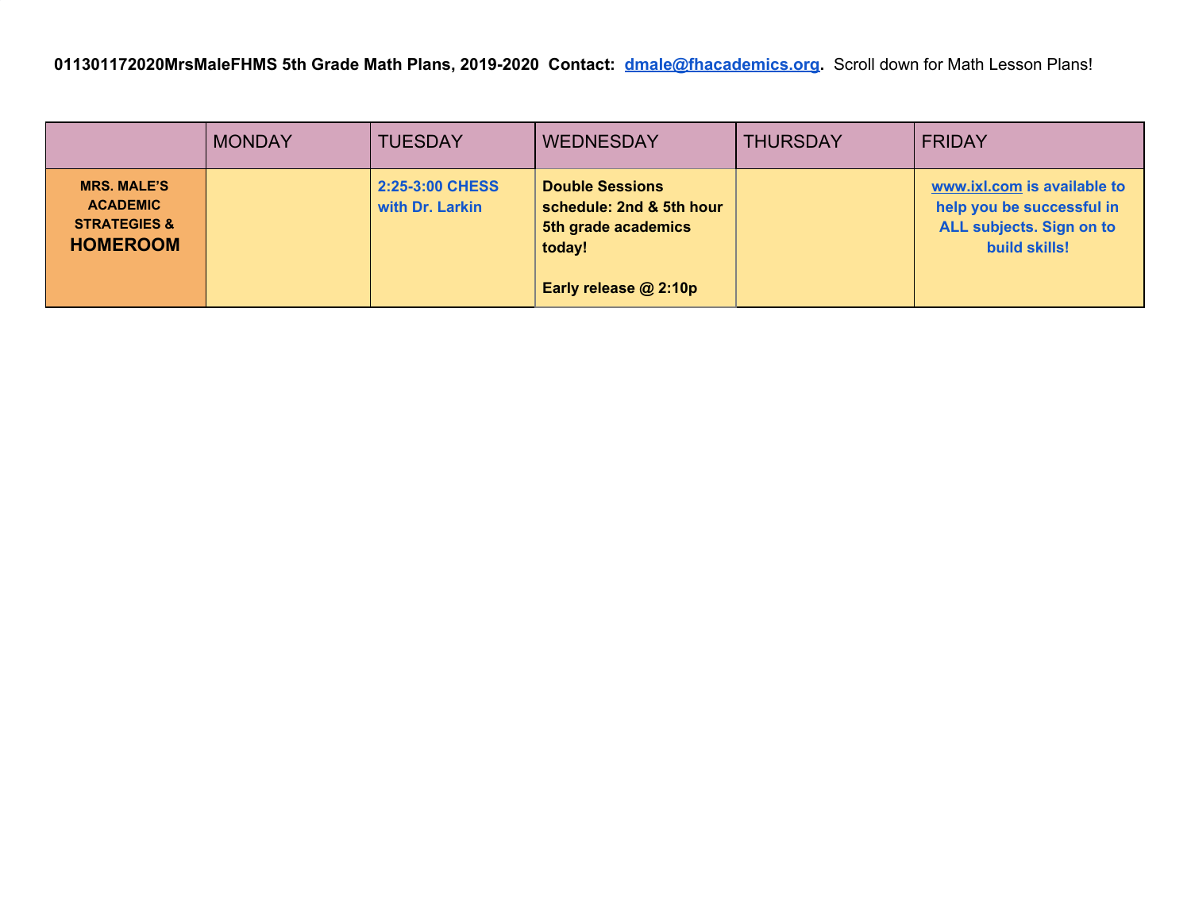**011301172020MrsMaleFHMS 5th Grade Math Plans, 2019-2020 Contact: [dmale@fhacademics.org](mailto:dmale@fhacademics.org).** Scroll down for Math Lesson Plans!

| | MONDAY | TUESDAY | WEDNESDAY | THURSDAY | FRIDAY |
|---|---|---|---|---|---|
| **MRS. MALE'S ACADEMIC STRATEGIES & HOMEROOM** | | **2:25-3:00 CHESS with Dr. Larkin** | **Double Sessions schedule: 2nd & 5th hour 5th grade academics today!**<br><br>**Early release @ 2:10p** | | **[www.ixl.com](http://www.ixl.com) is available to help you be successful in ALL subjects. Sign on to build skills!** |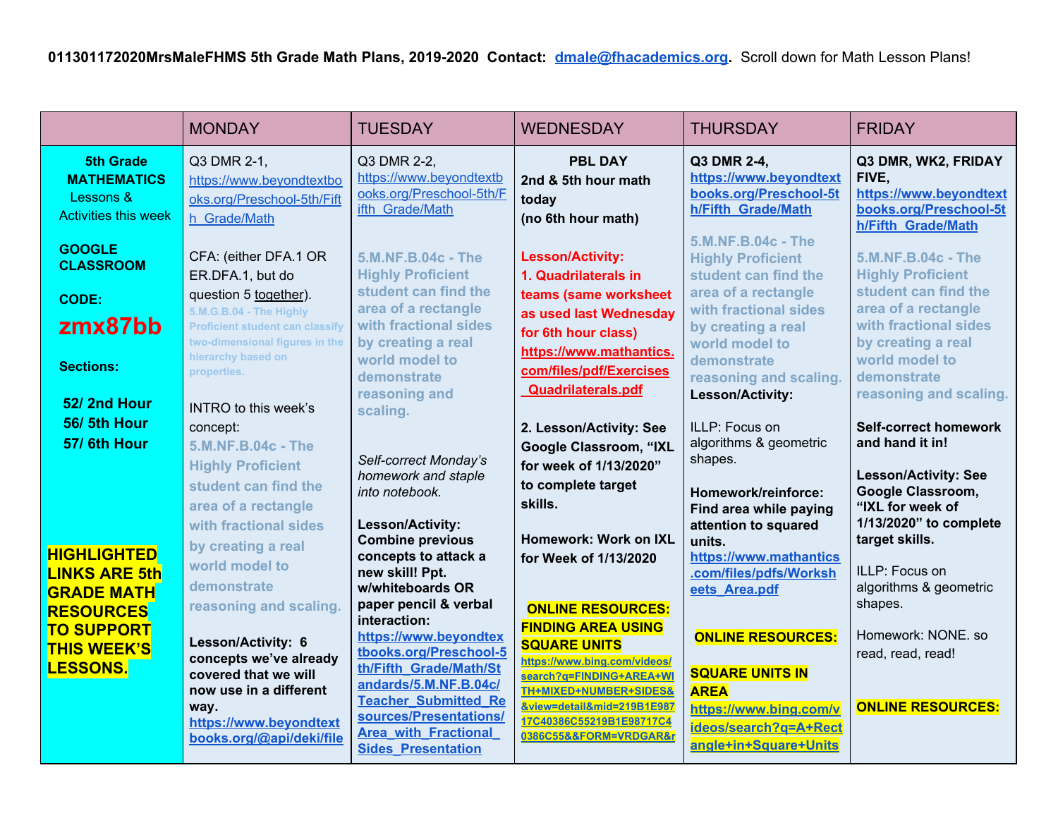**011301172020MrsMaleFHMS 5th Grade Math Plans, 2019-2020 Contact: dmale@fhacademics.org.** Scroll down for Math Lesson Plans!

| | MONDAY | TUESDAY | WEDNESDAY | THURSDAY | FRIDAY |
|---|---|---|---|---|---|
| **5th Grade MATHEMATICS** Lessons & Activities this week<br><br>**GOOGLE CLASSROOM**<br><br>**CODE:**<br>**zmx87bb**<br><br>**Sections:**<br><br>**52/ 2nd Hour**<br>**56/ 5th Hour**<br>**57/ 6th Hour**<br><br>**HIGHLIGHTED LINKS ARE 5th GRADE MATH RESOURCES TO SUPPORT THIS WEEK'S LESSONS.** | Q3 DMR 2-1, https://www.beyondtextbooks.org/Preschool-5th/Fifth_Grade/Math<br><br>CFA: (either DFA.1 OR ER.DFA.1, but do question 5 together).<br>**5.M.G.B.04 - The Highly Proficient student can classify two-dimensional figures in the hierarchy based on properties.**<br><br>INTRO to this week's concept:<br>**5.M.NF.B.04c - The Highly Proficient student can find the area of a rectangle with fractional sides by creating a real world model to demonstrate reasoning and scaling.**<br><br>**Lesson/Activity: 6 concepts we've already covered that we will now use in a different way.**<br>**https://www.beyondtextbooks.org/@api/deki/file** | Q3 DMR 2-2, https://www.beyondtextbooks.org/Preschool-5th/Fifth_Grade/Math<br><br>**5.M.NF.B.04c - The Highly Proficient student can find the area of a rectangle with fractional sides by creating a real world model to demonstrate reasoning and scaling.**<br><br>*Self-correct Monday's homework and staple into notebook.*<br><br>**Lesson/Activity: Combine previous concepts to attack a new skill! Ppt. w/whiteboards OR paper pencil & verbal interaction:**<br>**https://www.beyondtextbooks.org/Preschool-5th/Fifth_Grade/Math/Standards/5.M.NF.B.04c/Teacher_Submitted_Resources/Presentations/Area_with_Fractional_Sides_Presentation** | **PBL DAY**<br>**2nd & 5th hour math today**<br>**(no 6th hour math)**<br><br>**Lesson/Activity:**<br>**1. Quadrilaterals in teams (same worksheet as used last Wednesday for 6th hour class)**<br>**https://www.mathantics.com/files/pdf/Exercises_Quadrilaterals.pdf**<br><br>**2. Lesson/Activity: See Google Classroom, "IXL for week of 1/13/2020" to complete target skills.**<br><br>**Homework: Work on IXL for Week of 1/13/2020**<br><br>**ONLINE RESOURCES: FINDING AREA USING SQUARE UNITS**<br>**https://www.bing.com/videos/search?q=FINDING+AREA+WITH+MIXED+NUMBER+SIDES&&view=detail&mid=219B1E98717C40386C55219B1E98717C40386C55&&FORM=VRDGAR&r** | **Q3 DMR 2-4, https://www.beyondtextbooks.org/Preschool-5th/Fifth_Grade/Math**<br><br>**5.M.NF.B.04c - The Highly Proficient student can find the area of a rectangle with fractional sides by creating a real world model to demonstrate reasoning and scaling.**<br>**Lesson/Activity:**<br><br>ILLP: Focus on algorithms & geometric shapes.<br><br>**Homework/reinforce: Find area while paying attention to squared units.**<br>**https://www.mathantics.com/files/pdfs/Worksheets_Area.pdf**<br><br>**ONLINE RESOURCES:**<br><br>**SQUARE UNITS IN AREA**<br>**https://www.bing.com/videos/search?q=A+Rectangle+in+Square+Units** | **Q3 DMR, WK2, FRIDAY FIVE, https://www.beyondtextbooks.org/Preschool-5th/Fifth_Grade/Math**<br><br>**5.M.NF.B.04c - The Highly Proficient student can find the area of a rectangle with fractional sides by creating a real world model to demonstrate reasoning and scaling.**<br><br>**Self-correct homework and hand it in!**<br><br>**Lesson/Activity: See Google Classroom, "IXL for week of 1/13/2020" to complete target skills.**<br><br>ILLP: Focus on algorithms & geometric shapes.<br><br>Homework: NONE. so read, read, read!<br><br>**ONLINE RESOURCES:** |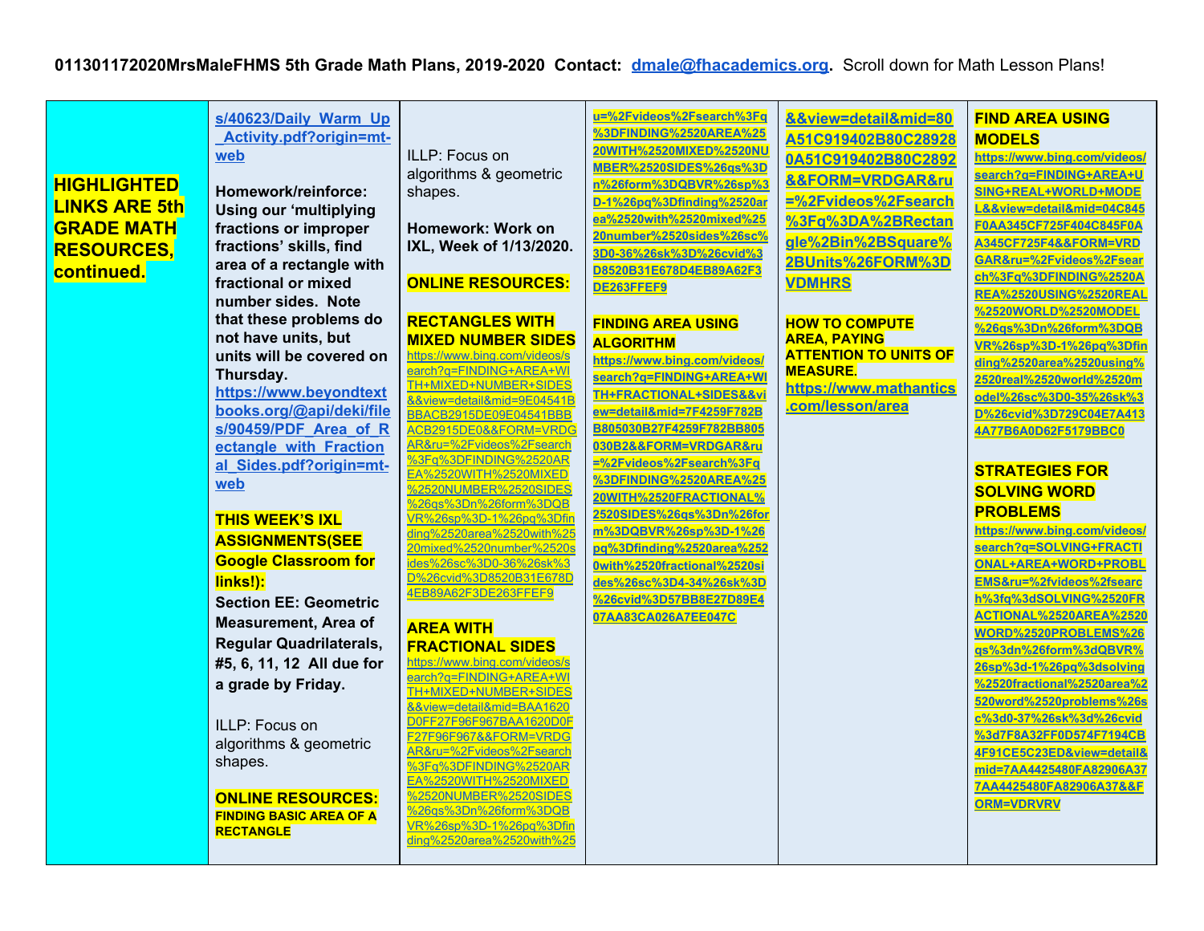**011301172020MrsMaleFHMS 5th Grade Math Plans, 2019-2020 Contact: dmale@fhacademics.org. Scroll down for Math Lesson Plans!**

| **HIGHLIGHTED LINKS ARE 5th GRADE MATH RESOURCES, continued.** | s/40623/Daily_Warm_Up_Activity.pdf?origin=mt-web<br><br>**Homework/reinforce: Using our 'multiplying fractions or improper fractions' skills, find area of a rectangle with fractional or mixed number sides. Note that these problems do not have units, but units will be covered on Thursday.**<br>**https://www.beyondtextbooks.org/@api/deki/files/90459/PDF_Area_of_Rectangle_with_Fractional_Sides.pdf?origin=mt-web**<br><br>**THIS WEEK'S IXL ASSIGNMENTS(SEE Google Classroom for links!):**<br>**Section EE: Geometric Measurement, Area of Regular Quadrilaterals, #5, 6, 11, 12 All due for a grade by Friday.**<br><br>ILLP: Focus on algorithms & geometric shapes.<br><br>**ONLINE RESOURCES:**<br>**FINDING BASIC AREA OF A RECTANGLE** | ILLP: Focus on algorithms & geometric shapes.<br><br>**Homework: Work on IXL, Week of 1/13/2020.**<br><br>**ONLINE RESOURCES:**<br><br>**RECTANGLES WITH MIXED NUMBER SIDES**<br>https://www.bing.com/videos/search?q=FINDING+AREA+WITH+MIXED+NUMBER+SIDES&&view=detail&mid=9E04541BBBACB2915DE09E04541BBBACB2915DE0&&FORM=VRDGAR&ru=%2Fvideos%2Fsearch%3Fq%3DFINDING%2520AREA%2520WITH%2520MIXED%2520NUMBER%2520SIDES%26qs%3Dn%26form%3DQBVR%26sp%3D-1%26pq%3Dfinding%2520area%2520with%2520mixed%2520number%2520sides%26sc%3D0-36%26sk%3D%26cvid%3D8520B31E678D4EB89A62F3DE263FFEF9<br><br>**AREA WITH FRACTIONAL SIDES**<br>https://www.bing.com/videos/search?q=FINDING+AREA+WITH+MIXED+NUMBER+SIDES&&view=detail&mid=BAA1620D0FF27F96F967BAA1620D0FF27F96F967&&FORM=VRDGAR&ru=%2Fvideos%2Fsearch%3Fq%3DFINDING%2520AREA%2520WITH%2520MIXED%2520NUMBER%2520SIDES%26qs%3Dn%26form%3DQBVR%26sp%3D-1%26pq%3Dfinding%2520area%2520with%25 | **u=%2Fvideos%2Fsearch%3Fq%3DFINDING%2520AREA%2520WITH%2520MIXED%2520NUMBER%2520SIDES%26qs%3Dn%26form%3DQBVR%26sp%3D-1%26pq%3Dfinding%2520area%2520with%2520mixed%2520number%2520sides%26sc%3D0-36%26sk%3D%26cvid%3D8520B31E678D4EB89A62F3DE263FFEF9**<br><br>**FINDING AREA USING ALGORITHM**<br>**https://www.bing.com/videos/search?q=FINDING+AREA+WITH+FRACTIONAL+SIDES&&view=detail&mid=7F4259F782BB805030B27F4259F782BB805030B2&&FORM=VRDGAR&ru=%2Fvideos%2Fsearch%3Fq%3DFINDING%2520AREA%2520WITH%2520FRACTIONAL%2520SIDES%26qs%3Dn%26form%3DQBVR%26sp%3D-1%26pq%3Dfinding%2520area%2520with%2520fractional%2520sides%26sc%3D4-34%26sk%3D%26cvid%3D57BB8E27D89E407AA83CA026A7EE047C** | **&&view=detail&mid=80A51C919402B80C289280A51C919402B80C2892&&FORM=VRDGAR&ru=%2Fvideos%2Fsearch%3Fq%3DA%2BRectangle%2Bin%2BSquare%2BUnits%26FORM%3DVDMHRS**<br><br>**HOW TO COMPUTE AREA, PAYING ATTENTION TO UNITS OF MEASURE.**<br>**https://www.mathantics.com/lesson/area** | **FIND AREA USING MODELS**<br>**https://www.bing.com/videos/search?q=FINDING+AREA+USING+REAL+WORLD+MODEL&&view=detail&mid=04C845F0AA345CF725F404C845F0AA345CF725F4&&FORM=VRDGAR&ru=%2Fvideos%2Fsearch%3Fq%3DFINDING%2520AREA%2520USING%2520REAL%2520WORLD%2520MODEL%26qs%3Dn%26form%3DQBVR%26sp%3D-1%26pq%3Dfinding%2520area%2520using%2520real%2520world%2520model%26sc%3D0-35%26sk%3D%26cvid%3D729C04E7A4134A77B6A0D62F5179BBC0**<br><br>**STRATEGIES FOR SOLVING WORD PROBLEMS**<br>**https://www.bing.com/videos/search?q=SOLVING+FRACTIONAL+AREA+WORD+PROBLEMS&ru=%2fvideos%2fsearch%3fq%3dSOLVING%2520FRACTIONAL%2520AREA%2520WORD%2520PROBLEMS%26qs%3dn%26form%3dQBVR%26sp%3d-1%26pq%3dsolving%2520fractional%2520area%2520word%2520problems%26sc%3d0-37%26sk%3d%26cvid%3d7F8A32FF0D574F7194CB4F91CE5C23ED&view=detail&mid=7AA4425480FA82906A377AA4425480FA82906A37&&FORM=VDRVRV** |
|---|---|---|---|---|---|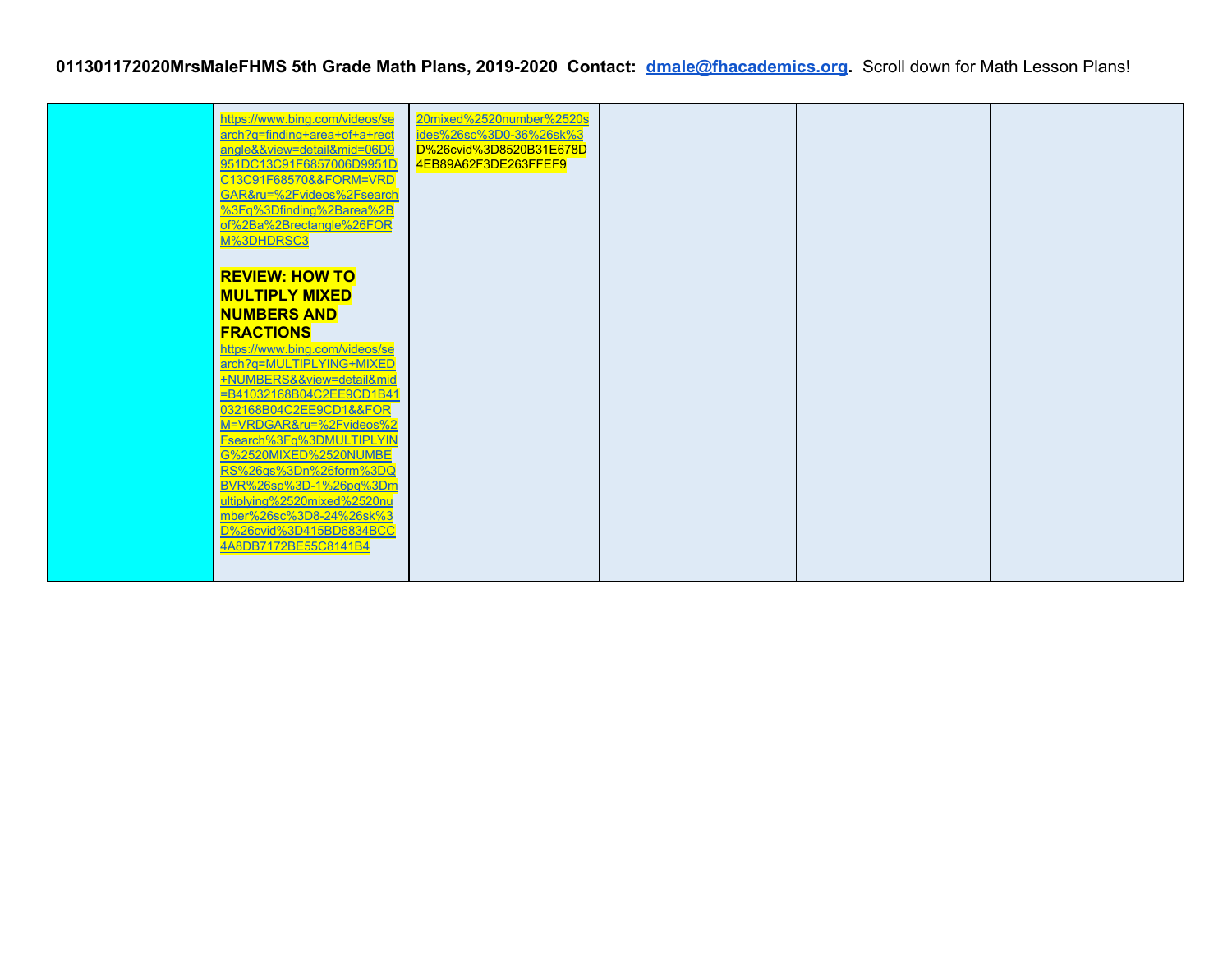**011301172020MrsMaleFHMS 5th Grade Math Plans, 2019-2020 Contact: dmale@fhacademics.org. Scroll down for Math Lesson Plans!**

| | | | | | |
|---|---|---|---|---|---|
| | https://www.bing.com/videos/search?q=finding+area+of+a+rectangle&&view=detail&mid=06D9951DC13C91F6857006D9951DC13C91F68570&&FORM=VRDGAR&ru=%2Fvideos%2Fsearch%3Fq%3Dfinding%2Barea%2Bof%2Ba%2Brectangle%26FORM%3DHDRSC3<br><br>**REVIEW: HOW TO MULTIPLY MIXED NUMBERS AND FRACTIONS**<br>https://www.bing.com/videos/search?q=MULTIPLYING+MIXED+NUMBERS&&view=detail&mid=B41032168B04C2EE9CD1B41032168B04C2EE9CD1&&FORM=VRDGAR&ru=%2Fvideos%2Fsearch%3Fq%3DMULTIPLYING%2520MIXED%2520NUMBERS%26qs%3Dn%26form%3DQBVR%26sp%3D-1%26pq%3Dmultiplying%2520mixed%2520number%26sc%3D8-24%26sk%3D%26cvid%3D415BD6834BCC4A8DB7172BE55C8141B4 | 20mixed%2520number%2520sides%26sc%3D0-36%26sk%3D%26cvid%3D8520B31E678D4EB89A62F3DE263FFEF9 | | | |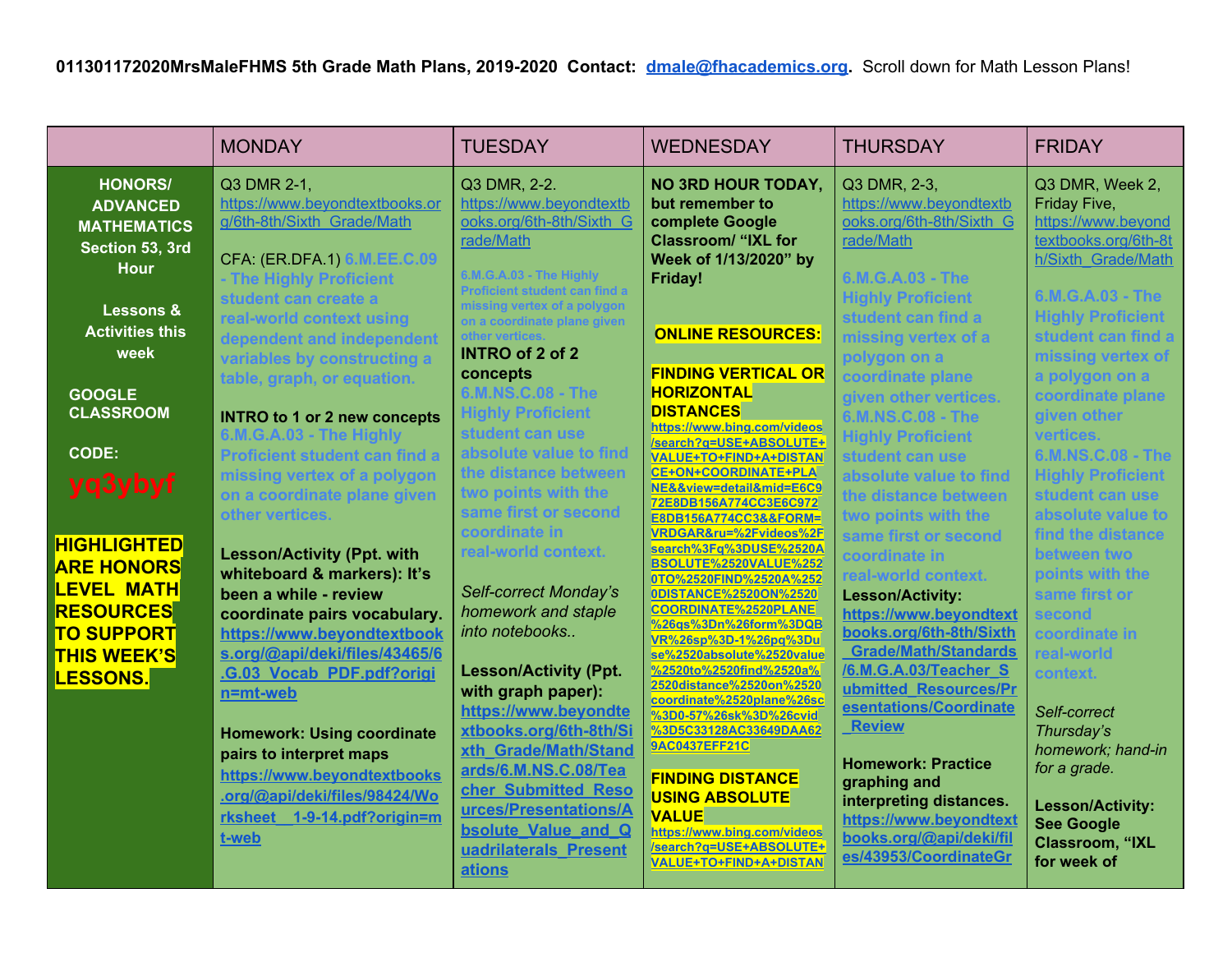**011301172020MrsMaleFHMS 5th Grade Math Plans, 2019-2020 Contact: dmale@fhacademics.org. Scroll down for Math Lesson Plans!**

| | MONDAY | TUESDAY | WEDNESDAY | THURSDAY | FRIDAY |
|---|---|---|---|---|---|
| **HONORS/ ADVANCED MATHEMATICS Section 53, 3rd Hour**<br><br>**Lessons & Activities this week**<br><br>**GOOGLE CLASSROOM**<br><br>**CODE:**<br>**yq3ybyf**<br><br>**HIGHLIGHTED ARE HONORS LEVEL MATH RESOURCES TO SUPPORT THIS WEEK'S LESSONS.** | Q3 DMR 2-1, https://www.beyondtextbooks.org/6th-8th/Sixth_Grade/Math<br><br>CFA: (ER.DFA.1) **6.M.EE.C.09 - The Highly Proficient student can create a real-world context using dependent and independent variables by constructing a table, graph, or equation.**<br><br>**INTRO to 1 or 2 new concepts** **6.M.G.A.03 - The Highly Proficient student can find a missing vertex of a polygon on a coordinate plane given other vertices.**<br><br>**Lesson/Activity (Ppt. with whiteboard & markers): It's been a while - review coordinate pairs vocabulary.** **https://www.beyondtextbooks.org/@api/deki/files/43465/6.G.03_Vocab_PDF.pdf?origin=mt-web**<br><br>**Homework: Using coordinate pairs to interpret maps** **https://www.beyondtextbooks.org/@api/deki/files/98424/Worksheet__1-9-14.pdf?origin=mt-web** | Q3 DMR, 2-2. https://www.beyondtextbooks.org/6th-8th/Sixth_Grade/Math<br><br>**6.M.G.A.03 - The Highly Proficient student can find a missing vertex of a polygon on a coordinate plane given other vertices.**<br>**INTRO of 2 of 2 concepts**<br>**6.M.NS.C.08 - The Highly Proficient student can use absolute value to find the distance between two points with the same first or second coordinate in real-world context.**<br><br>*Self-correct Monday's homework and staple into notebooks..*<br><br>**Lesson/Activity (Ppt. with graph paper):** **https://www.beyondtextbooks.org/6th-8th/Sixth_Grade/Math/Standards/6.M.NS.C.08/Teacher_Submitted_Resources/Presentations/Absolute_Value_and_Quadrilaterals_Presentations** | **NO 3RD HOUR TODAY, but remember to complete Google Classroom/ "IXL for Week of 1/13/2020" by Friday!**<br><br>**ONLINE RESOURCES:**<br><br>**FINDING VERTICAL OR HORIZONTAL DISTANCES**<br>**https://www.bing.com/videos/search?q=USE+ABSOLUTE+VALUE+TO+FIND+A+DISTANCE+ON+COORDINATE+PLANE&&view=detail&mid=E6C972E8DB156A774CC3E6C972E8DB156A774CC3&&FORM=VRDGAR&ru=%2Fvideos%2Fsearch%3Fq%3DUSE%2520ABSOLUTE%2520VALUE%2520TO%2520FIND%2520A%2520DISTANCE%2520ON%2520COORDINATE%2520PLANE%26qs%3Dn%26form%3DQBVR%26sp%3D-1%26pq%3Duse%2520absolute%2520value%2520to%2520find%2520a%2520distance%2520on%2520coordinate%2520plane%26sc%3D0-57%26sk%3D%26cvid%3D5C33128AC33649DAA629AC0437EFF21C**<br><br>**FINDING DISTANCE USING ABSOLUTE VALUE**<br>**https://www.bing.com/videos/search?q=USE+ABSOLUTE+VALUE+TO+FIND+A+DISTAN** | Q3 DMR, 2-3, https://www.beyondtextbooks.org/6th-8th/Sixth_Grade/Math<br><br>**6.M.G.A.03 - The Highly Proficient student can find a missing vertex of a polygon on a coordinate plane given other vertices.**<br>**6.M.NS.C.08 - The Highly Proficient student can use absolute value to find the distance between two points with the same first or second coordinate in real-world context.**<br>**Lesson/Activity:** **https://www.beyondtextbooks.org/6th-8th/Sixth_Grade/Math/Standards/6.M.G.A.03/Teacher_Submitted_Resources/Presentations/Coordinate_Review**<br><br>**Homework: Practice graphing and interpreting distances.** **https://www.beyondtextbooks.org/@api/deki/files/43953/CoordinateGr** | Q3 DMR, Week 2, Friday Five, https://www.beyondtextbooks.org/6th-8th/Sixth_Grade/Math<br><br>**6.M.G.A.03 - The Highly Proficient student can find a missing vertex of a polygon on a coordinate plane given other vertices.**<br>**6.M.NS.C.08 - The Highly Proficient student can use absolute value to find the distance between two points with the same first or second coordinate in real-world context.**<br><br>*Self-correct Thursday's homework; hand-in for a grade.*<br><br>**Lesson/Activity: See Google Classroom, "IXL for week of** |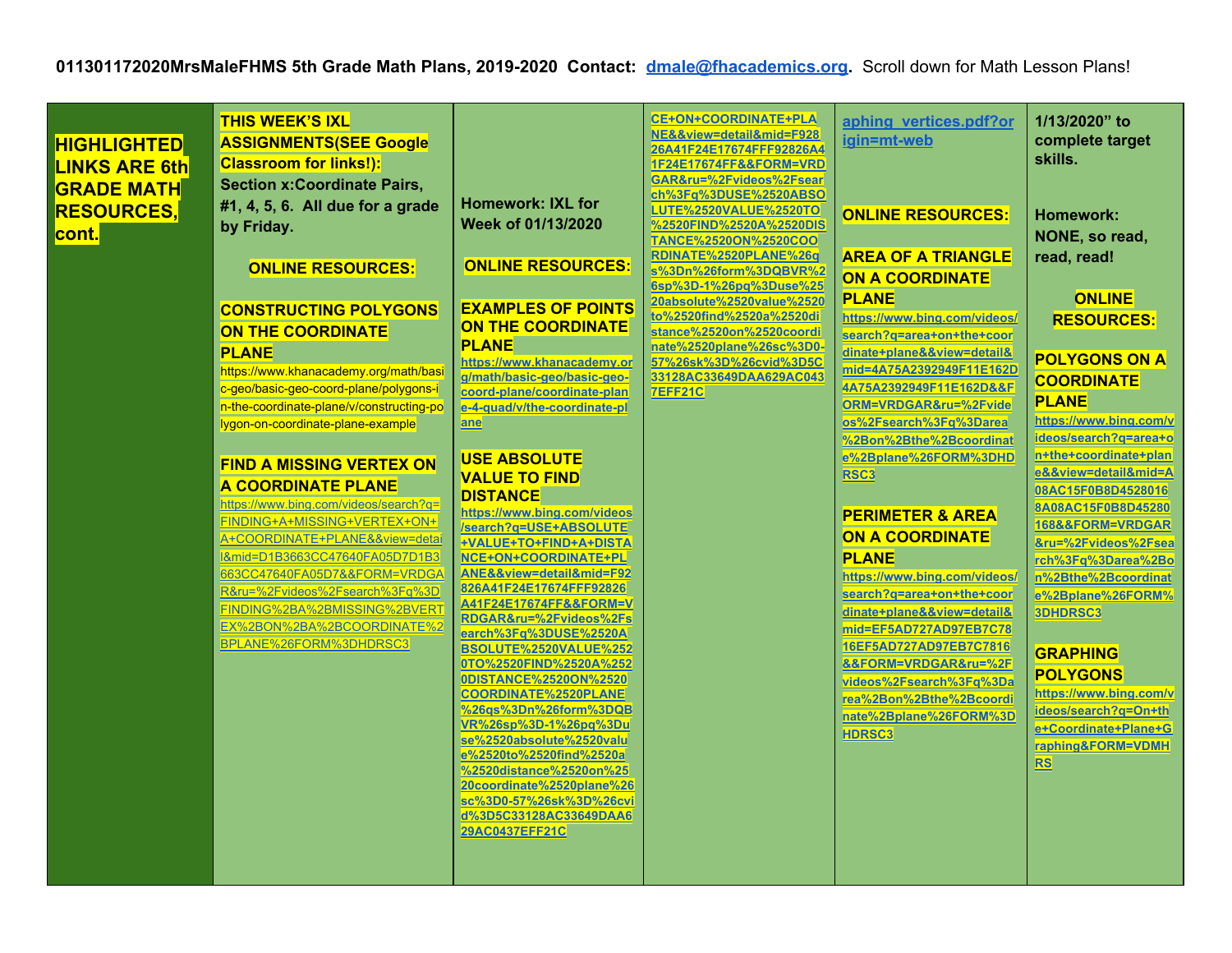**011301172020MrsMaleFHMS 5th Grade Math Plans, 2019-2020 Contact: dmale@fhacademics.org. Scroll down for Math Lesson Plans!**

| | | | | | |
|---|---|---|---|---|---|
| **HIGHLIGHTED LINKS ARE 6th GRADE MATH RESOURCES, cont.** | **THIS WEEK'S IXL ASSIGNMENTS(SEE Google Classroom for links!): Section x:Coordinate Pairs, #1, 4, 5, 6. All due for a grade by Friday.**<br><br>**ONLINE RESOURCES:**<br><br>**CONSTRUCTING POLYGONS ON THE COORDINATE PLANE**<br>https://www.khanacademy.org/math/basic-geo/basic-geo-coord-plane/polygons-in-the-coordinate-plane/v/constructing-polygon-on-coordinate-plane-example<br><br>**FIND A MISSING VERTEX ON A COORDINATE PLANE**<br>https://www.bing.com/videos/search?q=FINDING+A+MISSING+VERTEX+ON+A+COORDINATE+PLANE&&view=detail&mid=D1B3663CC47640FA05D7D1B3663CC47640FA05D7&&FORM=VRDGAR&ru=%2Fvideos%2Fsearch%3Fq%3DFINDING%2BA%2BMISSING%2BVERTEX%2BON%2BA%2BCOORDINATE%2BPLANE%26FORM%3DHDRSC3 | **Homework: IXL for Week of 01/13/2020**<br><br>**ONLINE RESOURCES:**<br><br>**EXAMPLES OF POINTS ON THE COORDINATE PLANE**<br>https://www.khanacademy.org/math/basic-geo/basic-geo-coord-plane/coordinate-plane-4-quad/v/the-coordinate-plane<br><br>**USE ABSOLUTE VALUE TO FIND DISTANCE**<br>https://www.bing.com/videos/search?q=USE+ABSOLUTE+VALUE+TO+FIND+A+DISTANCE+ON+COORDINATE+PLANE&&view=detail&mid=F92826A41F24E17674FFF92826A41F24E17674FF&&FORM=VRDGAR&ru=%2Fvideos%2Fsearch%3Fq%3DUSE%2520ABSOLUTE%2520VALUE%2520TO%2520FIND%2520A%2520DISTANCE%2520ON%2520COORDINATE%2520PLANE%26qs%3Dn%26form%3DQBVR%26sp%3D-1%26pq%3Duse%2520absolute%2520value%2520to%2520find%2520a%2520distance%2520on%2520coordinate%2520plane%26sc%3D0-57%26sk%3D%26cvid%3D5C33128AC33649DAA629AC0437EFF21C | CE+ON+COORDINATE+PLANE&&view=detail&mid=F92826A41F24E17674FFF92826A41F24E17674FF&&FORM=VRDGAR&ru=%2Fvideos%2Fsearch%3Fq%3DUSE%2520ABSOLUTE%2520VALUE%2520TO%2520FIND%2520A%2520DISTANCE%2520ON%2520COORDINATE%2520PLANE%26qs%3Dn%26form%3DQBVR%26sp%3D-1%26pq%3Duse%2520absolute%2520value%2520to%2520find%2520a%2520distance%2520on%2520coordinate%2520plane%26sc%3D0-57%26sk%3D%26cvid%3D5C33128AC33649DAA629AC0437EFF21C | aphing_vertices.pdf?origin=mt-web<br><br>**ONLINE RESOURCES:**<br><br>**AREA OF A TRIANGLE ON A COORDINATE PLANE**<br>https://www.bing.com/videos/search?q=area+on+the+coordinate+plane&&view=detail&mid=4A75A2392949F11E162D4A75A2392949F11E162D&&FORM=VRDGAR&ru=%2Fvideos%2Fsearch%3Fq%3Darea%2Bon%2Bthe%2Bcoordinate%2Bplane%26FORM%3DHDRSC3<br><br>**PERIMETER & AREA ON A COORDINATE PLANE**<br>https://www.bing.com/videos/search?q=area+on+the+coordinate+plane&&view=detail&mid=EF5AD727AD97EB7C7816EF5AD727AD97EB7C7816&&FORM=VRDGAR&ru=%2Fvideos%2Fsearch%3Fq%3Darea%2Bon%2Bthe%2Bcoordinate%2Bplane%26FORM%3DHDRSC3 | **1/13/2020" to complete target skills.**<br><br>**Homework: NONE, so read, read, read!**<br><br>**ONLINE RESOURCES:**<br><br>**POLYGONS ON A COORDINATE PLANE**<br>https://www.bing.com/videos/search?q=area+on+the+coordinate+plane&&view=detail&mid=A08AC15F0B8D45280168A08AC15F0B8D45280168&&FORM=VRDGAR&ru=%2Fvideos%2Fsearch%3Fq%3Darea%2Bon%2Bthe%2Bcoordinate%2Bplane%26FORM%3DHDRSC3<br><br>**GRAPHING POLYGONS**<br>https://www.bing.com/videos/search?q=On+the+Coordinate+Plane+Graphing&FORM=VDMHRS |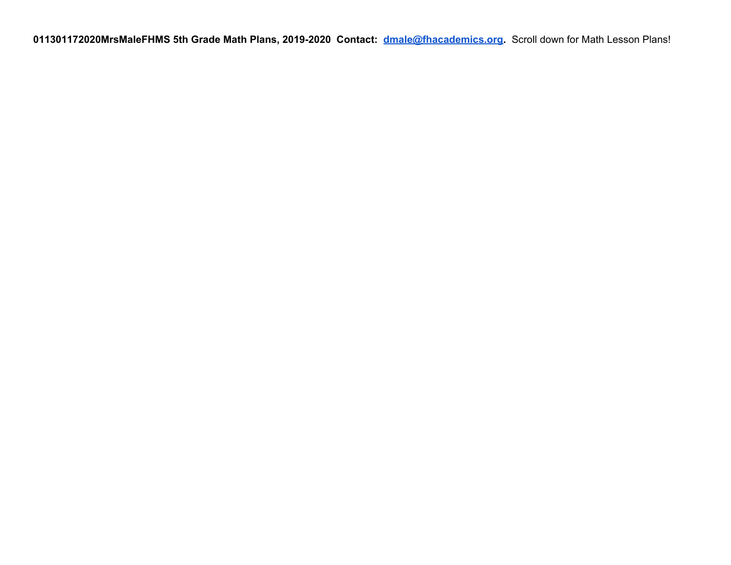**011301172020MrsMaleFHMS 5th Grade Math Plans, 2019-2020 Contact: [dmale@fhacademics.org](mailto:dmale@fhacademics.org).** Scroll down for Math Lesson Plans!